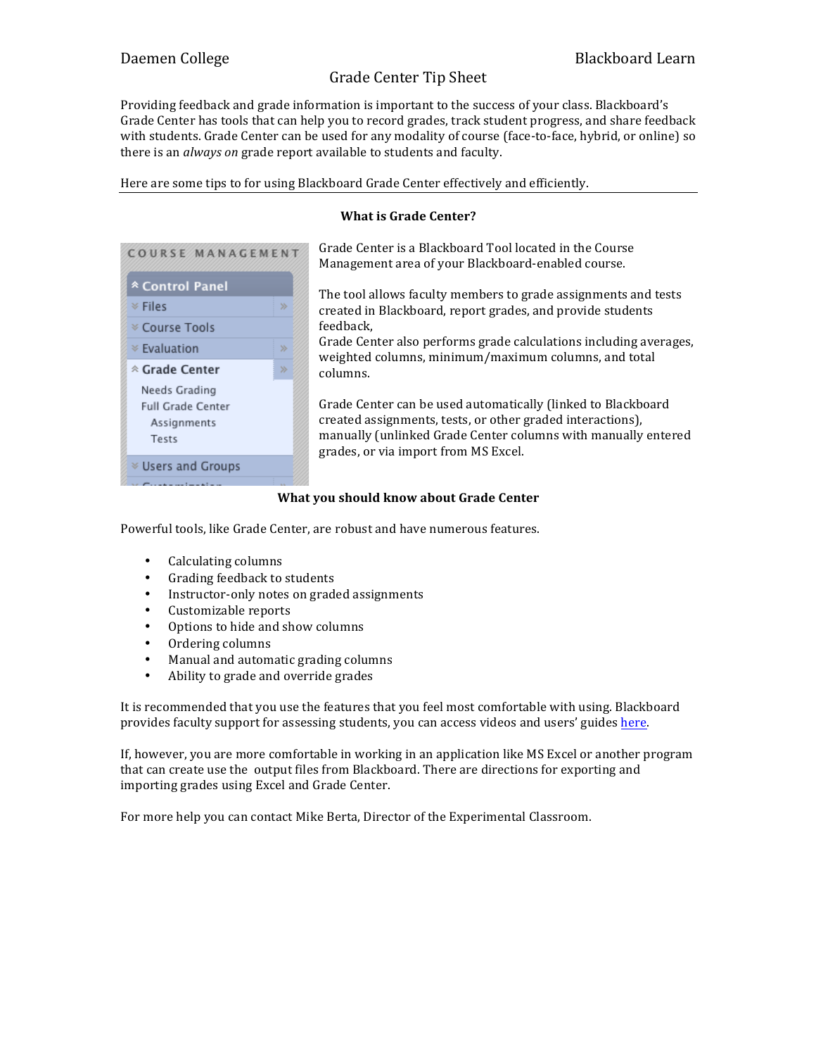Daemen College Blackboard Learn

# Grade Center Tip Sheet

Providing feedback and grade information is important to the success of your class. Blackboard's Grade Center has tools that can help you to record grades, track student progress, and share feedback with students. Grade Center can be used for any modality of course (face-to-face, hybrid, or online) so there is an *always on* grade report available to students and faculty.

Here are some tips to for using Blackboard Grade Center effectively and efficiently.

---

## What is Grade Center?

Grade Center is a Blackboard Tool located in the Course Management area of your Blackboard-enabled course.

The tool allows faculty members to grade assignments and tests created in Blackboard, report grades, and provide students feedback,
Grade Center also performs grade calculations including averages, weighted columns, minimum/maximum columns, and total columns.

Grade Center can be used automatically (linked to Blackboard created assignments, tests, or other graded interactions), manually (unlinked Grade Center columns with manually entered grades, or via import from MS Excel.

## What you should know about Grade Center

Powerful tools, like Grade Center, are robust and have numerous features.

- Calculating columns
- Grading feedback to students
- Instructor-only notes on graded assignments
- Customizable reports
- Options to hide and show columns
- Ordering columns
- Manual and automatic grading columns
- Ability to grade and override grades

It is recommended that you use the features that you feel most comfortable with using. Blackboard provides faculty support for assessing students, you can access videos and users' guides [here](here).

If, however, you are more comfortable in working in an application like MS Excel or another program that can create use the output files from Blackboard. There are directions for exporting and importing grades using Excel and Grade Center.

For more help you can contact Mike Berta, Director of the Experimental Classroom.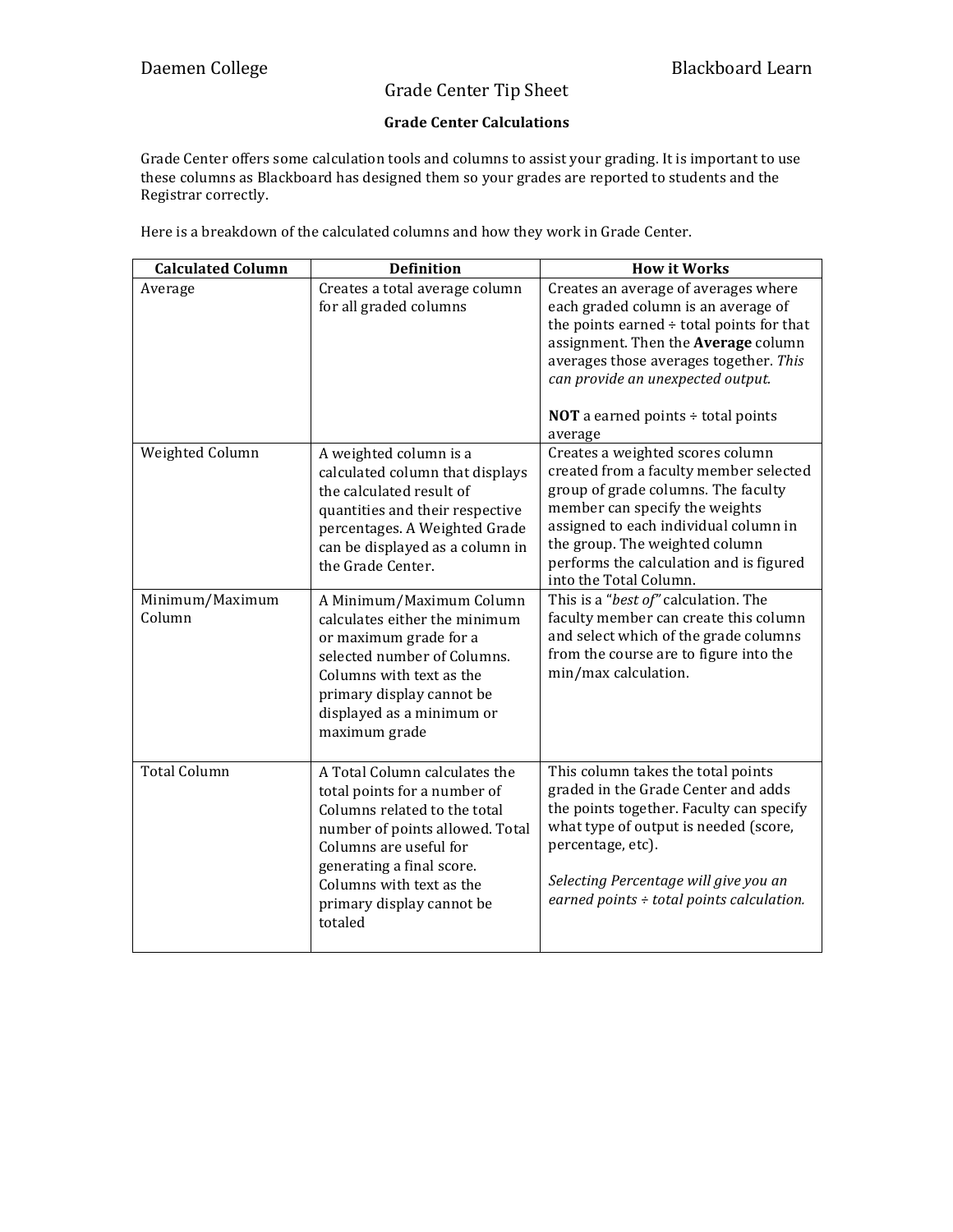Daemen College Blackboard Learn

# Grade Center Tip Sheet

## Grade Center Calculations

Grade Center offers some calculation tools and columns to assist your grading. It is important to use these columns as Blackboard has designed them so your grades are reported to students and the Registrar correctly.

Here is a breakdown of the calculated columns and how they work in Grade Center.

| Calculated Column | Definition | How it Works |
|---|---|---|
| Average | Creates a total average column for all graded columns | Creates an average of averages where each graded column is an average of the points earned ÷ total points for that assignment. Then the **Average** column averages those averages together. *This can provide an unexpected output.*<br><br>**NOT** a earned points ÷ total points average |
| Weighted Column | A weighted column is a calculated column that displays the calculated result of quantities and their respective percentages. A Weighted Grade can be displayed as a column in the Grade Center. | Creates a weighted scores column created from a faculty member selected group of grade columns. The faculty member can specify the weights assigned to each individual column in the group. The weighted column performs the calculation and is figured into the Total Column. |
| Minimum/Maximum Column | A Minimum/Maximum Column calculates either the minimum or maximum grade for a selected number of Columns. Columns with text as the primary display cannot be displayed as a minimum or maximum grade | This is a "*best of*" calculation. The faculty member can create this column and select which of the grade columns from the course are to figure into the min/max calculation. |
| Total Column | A Total Column calculates the total points for a number of Columns related to the total number of points allowed. Total Columns are useful for generating a final score. Columns with text as the primary display cannot be totaled | This column takes the total points graded in the Grade Center and adds the points together. Faculty can specify what type of output is needed (score, percentage, etc).<br><br>*Selecting Percentage will give you an earned points ÷ total points calculation.* |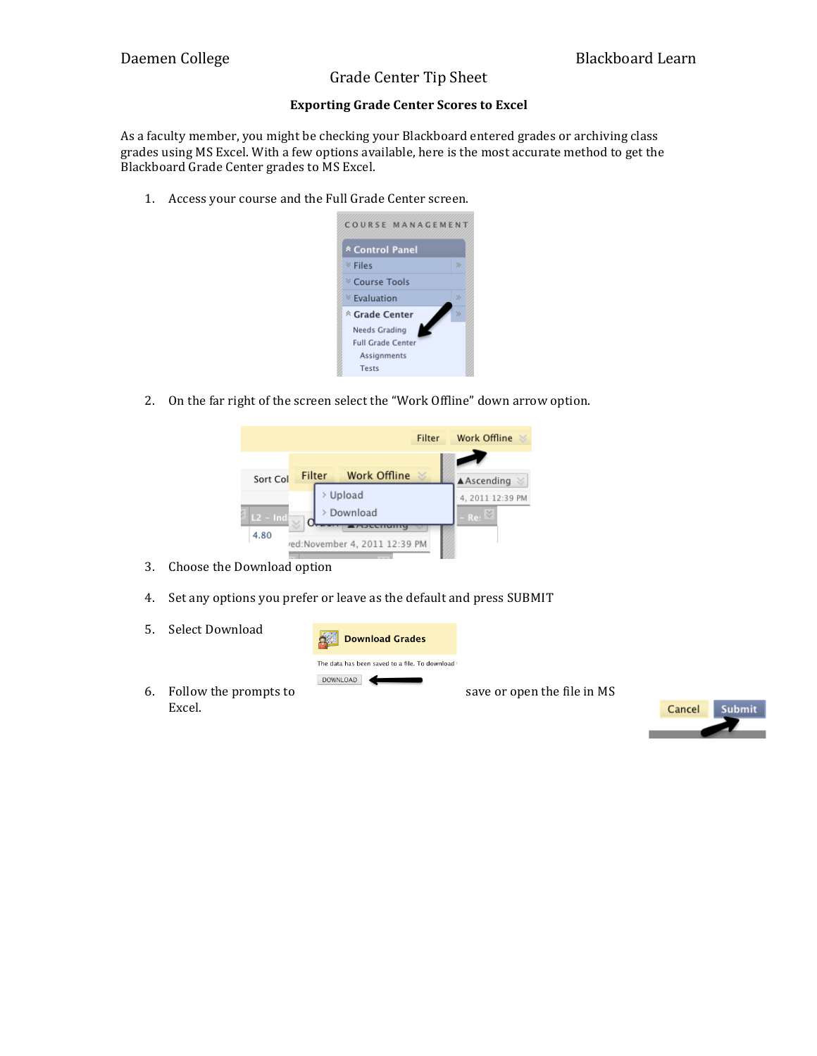Daemen College — Blackboard Learn

# Grade Center Tip Sheet

## Exporting Grade Center Scores to Excel

As a faculty member, you might be checking your Blackboard entered grades or archiving class grades using MS Excel. With a few options available, here is the most accurate method to get the Blackboard Grade Center grades to MS Excel.

1. Access your course and the Full Grade Center screen.
2. On the far right of the screen select the "Work Offline" down arrow option.
3. Choose the Download option
4. Set any options you prefer or leave as the default and press SUBMIT
5. Select Download
6. Follow the prompts to save or open the file in MS Excel.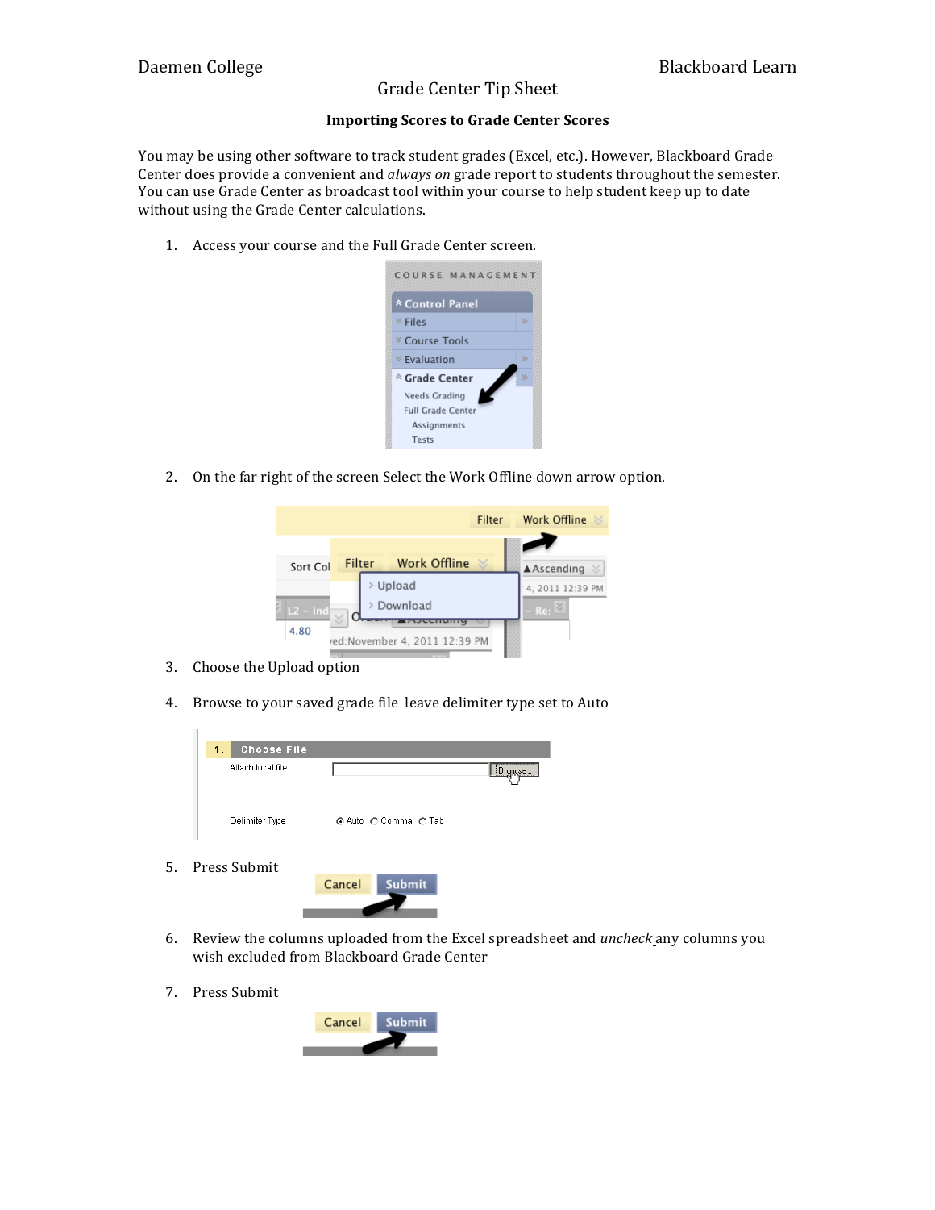Daemen College — Blackboard Learn

Grade Center Tip Sheet

**Importing Scores to Grade Center Scores**

You may be using other software to track student grades (Excel, etc.). However, Blackboard Grade Center does provide a convenient and *always on* grade report to students throughout the semester. You can use Grade Center as broadcast tool within your course to help student keep up to date without using the Grade Center calculations.

1. Access your course and the Full Grade Center screen.
2. On the far right of the screen Select the Work Offline down arrow option.
3. Choose the Upload option
4. Browse to your saved grade file leave delimiter type set to Auto
5. Press Submit
6. Review the columns uploaded from the Excel spreadsheet and *uncheck* any columns you wish excluded from Blackboard Grade Center
7. Press Submit